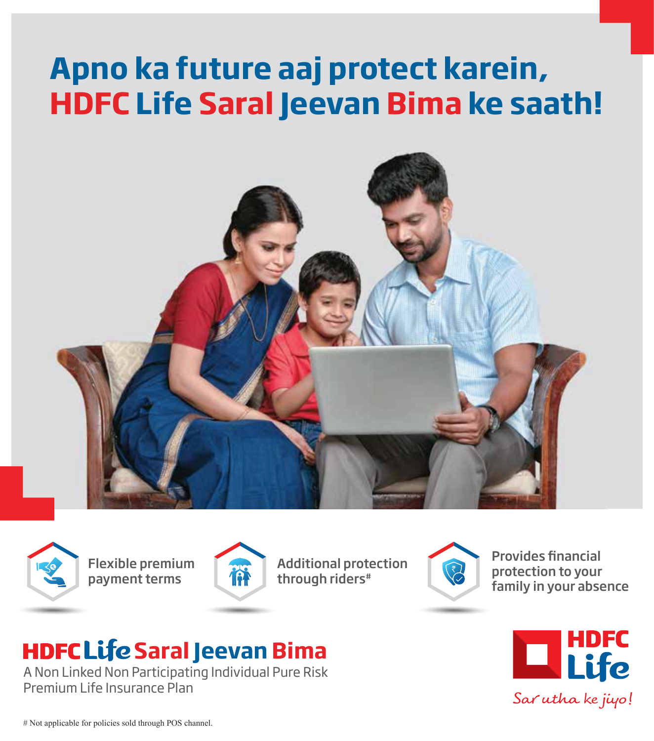# Apno ka future aaj protect karein, HDFC Life Saral Jeevan Bima ke saath!

- Flexible premium payment terms
- Additional protection through riders#
- Provides financial protection to your family in your absence

## HDFC Life Saral Jeevan Bima

A Non Linked Non Participating Individual Pure Risk Premium Life Insurance Plan

HDFC Life

*Sar utha ke jiyo!*

# Not applicable for policies sold through POS channel.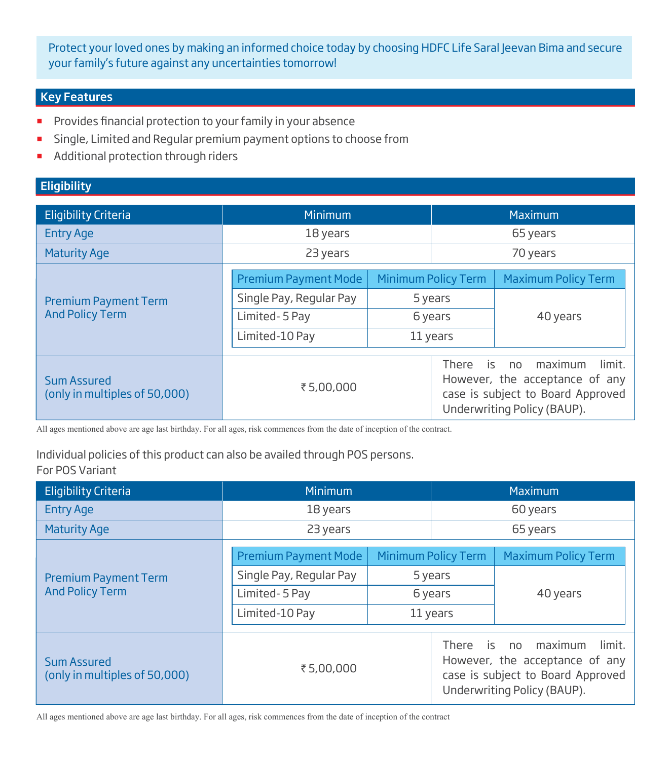Protect your loved ones by making an informed choice today by choosing HDFC Life Saral Jeevan Bima and secure your family's future against any uncertainties tomorrow!

## Key Features

- Provides financial protection to your family in your absence
- Single, Limited and Regular premium payment options to choose from
- Additional protection through riders

## Eligibility

| Eligibility Criteria | Minimum | Maximum |
|---|---|---|
| Entry Age | 18 years | 65 years |
| Maturity Age | 23 years | 70 years |
| Premium Payment Term And Policy Term | | |

| Premium Payment Mode | Minimum Policy Term | Maximum Policy Term |
|---|---|---|
| Single Pay, Regular Pay | 5 years | 40 years |
| Limited- 5 Pay | 6 years | 40 years |
| Limited-10 Pay | 11 years | 40 years |

| Eligibility Criteria | Minimum | Maximum |
|---|---|---|
| Sum Assured (only in multiples of 50,000) | ₹ 5,00,000 | There is no maximum limit. However, the acceptance of any case is subject to Board Approved Underwriting Policy (BAUP). |

All ages mentioned above are age last birthday. For all ages, risk commences from the date of inception of the contract.

Individual policies of this product can also be availed through POS persons.
For POS Variant

| Eligibility Criteria | Minimum | Maximum |
|---|---|---|
| Entry Age | 18 years | 60 years |
| Maturity Age | 23 years | 65 years |
| Premium Payment Term And Policy Term | | |

| Premium Payment Mode | Minimum Policy Term | Maximum Policy Term |
|---|---|---|
| Single Pay, Regular Pay | 5 years | 40 years |
| Limited- 5 Pay | 6 years | 40 years |
| Limited-10 Pay | 11 years | 40 years |

| Eligibility Criteria | Minimum | Maximum |
|---|---|---|
| Sum Assured (only in multiples of 50,000) | ₹ 5,00,000 | There is no maximum limit. However, the acceptance of any case is subject to Board Approved Underwriting Policy (BAUP). |

All ages mentioned above are age last birthday. For all ages, risk commences from the date of inception of the contract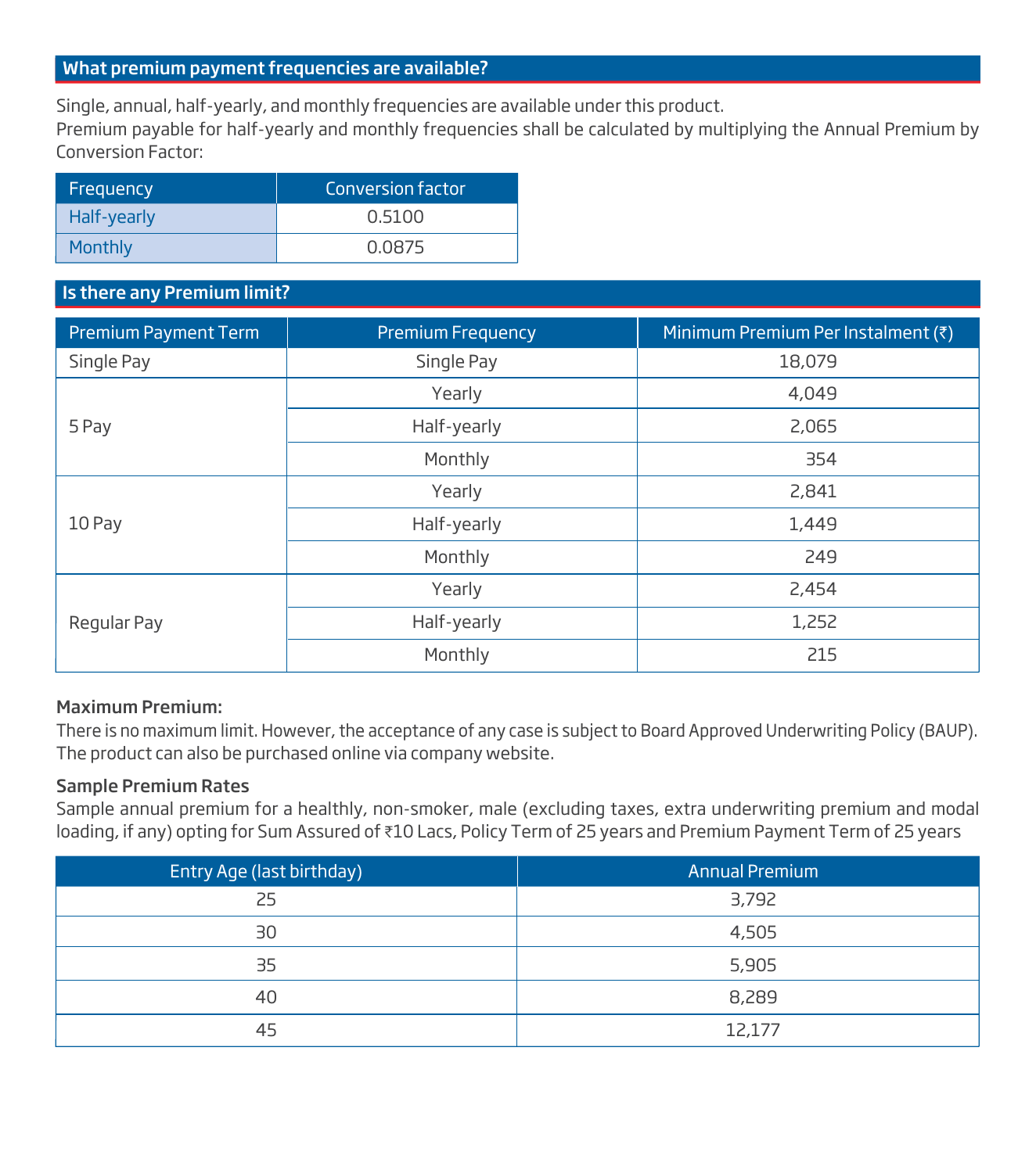## What premium payment frequencies are available?

Single, annual, half-yearly, and monthly frequencies are available under this product.
Premium payable for half-yearly and monthly frequencies shall be calculated by multiplying the Annual Premium by Conversion Factor:

| Frequency | Conversion factor |
|---|---|
| Half-yearly | 0.5100 |
| Monthly | 0.0875 |

## Is there any Premium limit?

| Premium Payment Term | Premium Frequency | Minimum Premium Per Instalment (₹) |
|---|---|---|
| Single Pay | Single Pay | 18,079 |
| 5 Pay | Yearly | 4,049 |
| | Half-yearly | 2,065 |
| | Monthly | 354 |
| 10 Pay | Yearly | 2,841 |
| | Half-yearly | 1,449 |
| | Monthly | 249 |
| Regular Pay | Yearly | 2,454 |
| | Half-yearly | 1,252 |
| | Monthly | 215 |

**Maximum Premium:**

There is no maximum limit. However, the acceptance of any case is subject to Board Approved Underwriting Policy (BAUP). The product can also be purchased online via company website.

**Sample Premium Rates**

Sample annual premium for a healthy, non-smoker, male (excluding taxes, extra underwriting premium and modal loading, if any) opting for Sum Assured of ₹10 Lacs, Policy Term of 25 years and Premium Payment Term of 25 years

| Entry Age (last birthday) | Annual Premium |
|---|---|
| 25 | 3,792 |
| 30 | 4,505 |
| 35 | 5,905 |
| 40 | 8,289 |
| 45 | 12,177 |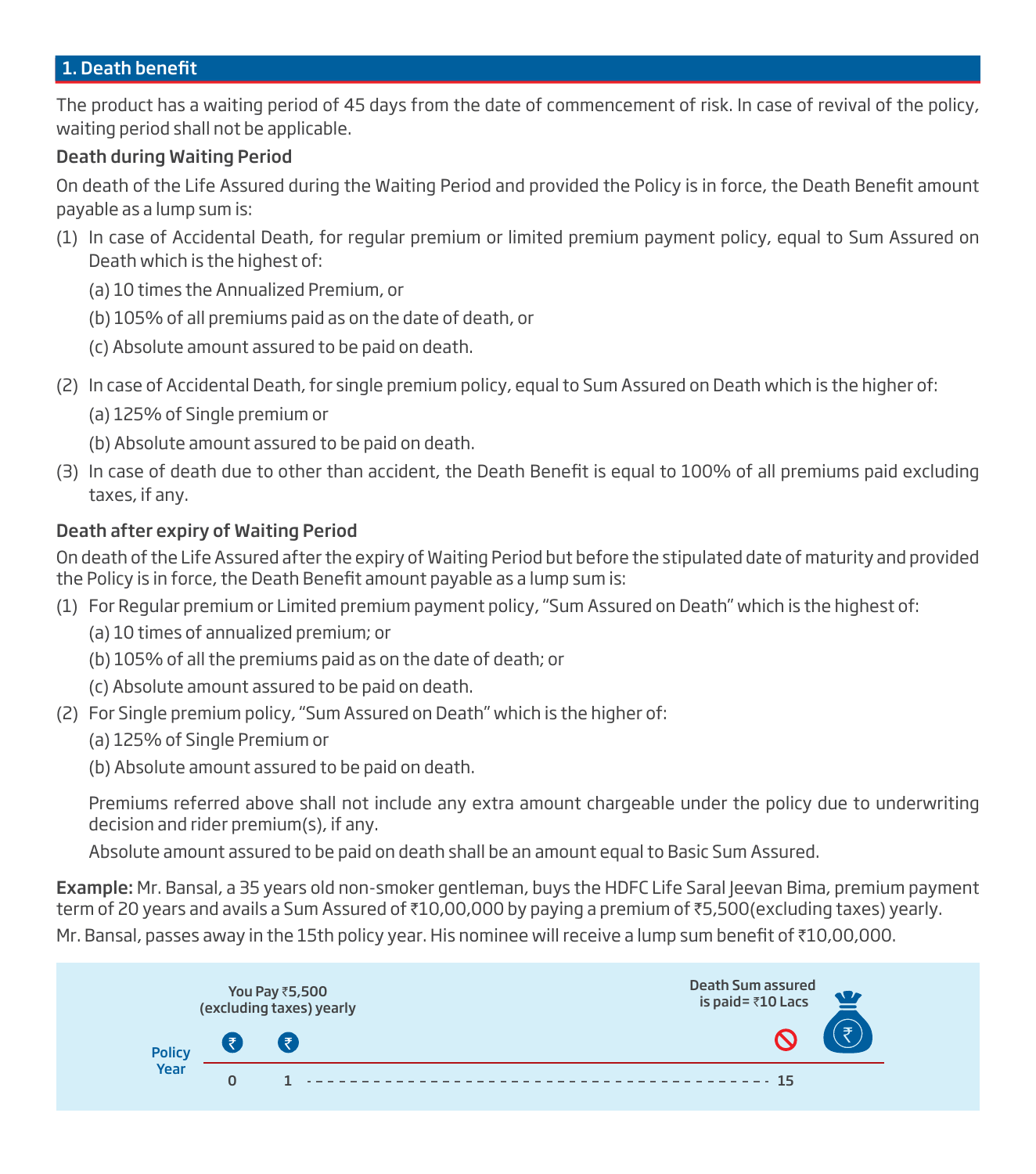## 1. Death benefit

The product has a waiting period of 45 days from the date of commencement of risk. In case of revival of the policy, waiting period shall not be applicable.

### Death during Waiting Period

On death of the Life Assured during the Waiting Period and provided the Policy is in force, the Death Benefit amount payable as a lump sum is:

(1) In case of Accidental Death, for regular premium or limited premium payment policy, equal to Sum Assured on Death which is the highest of:

(a) 10 times the Annualized Premium, or

(b) 105% of all premiums paid as on the date of death, or

(c) Absolute amount assured to be paid on death.

(2) In case of Accidental Death, for single premium policy, equal to Sum Assured on Death which is the higher of:

(a) 125% of Single premium or

(b) Absolute amount assured to be paid on death.

(3) In case of death due to other than accident, the Death Benefit is equal to 100% of all premiums paid excluding taxes, if any.

### Death after expiry of Waiting Period

On death of the Life Assured after the expiry of Waiting Period but before the stipulated date of maturity and provided the Policy is in force, the Death Benefit amount payable as a lump sum is:

(1) For Regular premium or Limited premium payment policy, "Sum Assured on Death" which is the highest of:

(a) 10 times of annualized premium; or

(b) 105% of all the premiums paid as on the date of death; or

(c) Absolute amount assured to be paid on death.

(2) For Single premium policy, "Sum Assured on Death" which is the higher of:

(a) 125% of Single Premium or

(b) Absolute amount assured to be paid on death.

Premiums referred above shall not include any extra amount chargeable under the policy due to underwriting decision and rider premium(s), if any.

Absolute amount assured to be paid on death shall be an amount equal to Basic Sum Assured.

**Example:** Mr. Bansal, a 35 years old non-smoker gentleman, buys the HDFC Life Saral Jeevan Bima, premium payment term of 20 years and avails a Sum Assured of ₹10,00,000 by paying a premium of ₹5,500(excluding taxes) yearly.

Mr. Bansal, passes away in the 15th policy year. His nominee will receive a lump sum benefit of ₹10,00,000.

You Pay ₹5,500 (excluding taxes) yearly

Death Sum assured is paid= ₹10 Lacs

Policy Year: 0, 1 ... 15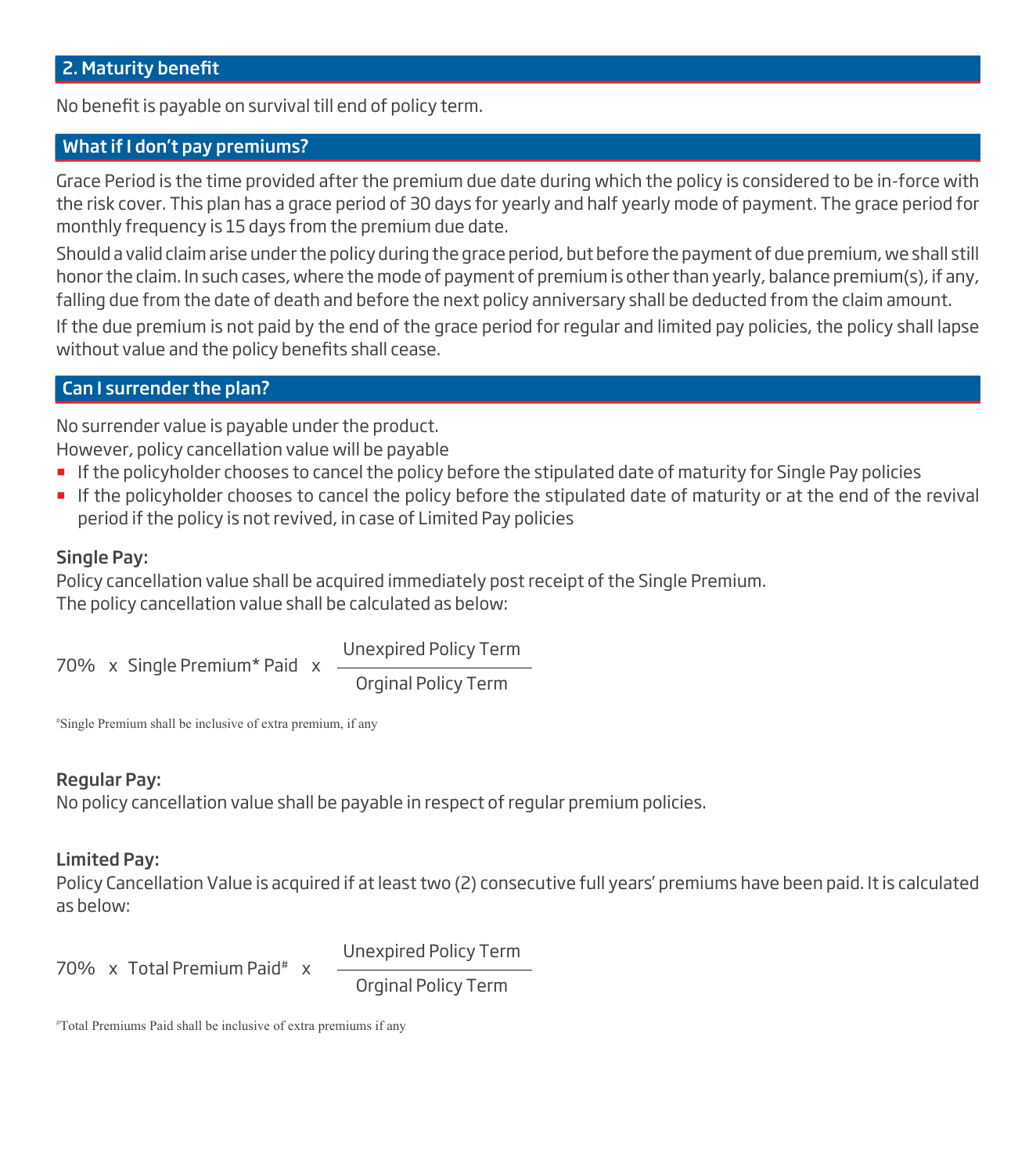## 2. Maturity benefit

No benefit is payable on survival till end of policy term.

## What if I don't pay premiums?

Grace Period is the time provided after the premium due date during which the policy is considered to be in-force with the risk cover. This plan has a grace period of 30 days for yearly and half yearly mode of payment. The grace period for monthly frequency is 15 days from the premium due date.

Should a valid claim arise under the policy during the grace period, but before the payment of due premium, we shall still honor the claim. In such cases, where the mode of payment of premium is other than yearly, balance premium(s), if any, falling due from the date of death and before the next policy anniversary shall be deducted from the claim amount.

If the due premium is not paid by the end of the grace period for regular and limited pay policies, the policy shall lapse without value and the policy benefits shall cease.

## Can I surrender the plan?

No surrender value is payable under the product.
However, policy cancellation value will be payable

- If the policyholder chooses to cancel the policy before the stipulated date of maturity for Single Pay policies
- If the policyholder chooses to cancel the policy before the stipulated date of maturity or at the end of the revival period if the policy is not revived, in case of Limited Pay policies

### Single Pay:

Policy cancellation value shall be acquired immediately post receipt of the Single Premium.
The policy cancellation value shall be calculated as below:

$$70\% \times \text{Single Premium* Paid} \times \frac{\text{Unexpired Policy Term}}{\text{Orginal Policy Term}}$$

#Single Premium shall be inclusive of extra premium, if any

### Regular Pay:

No policy cancellation value shall be payable in respect of regular premium policies.

### Limited Pay:

Policy Cancellation Value is acquired if at least two (2) consecutive full years' premiums have been paid. It is calculated as below:

$$70\% \times \text{Total Premium Paid}^{\#} \times \frac{\text{Unexpired Policy Term}}{\text{Orginal Policy Term}}$$

#Total Premiums Paid shall be inclusive of extra premiums if any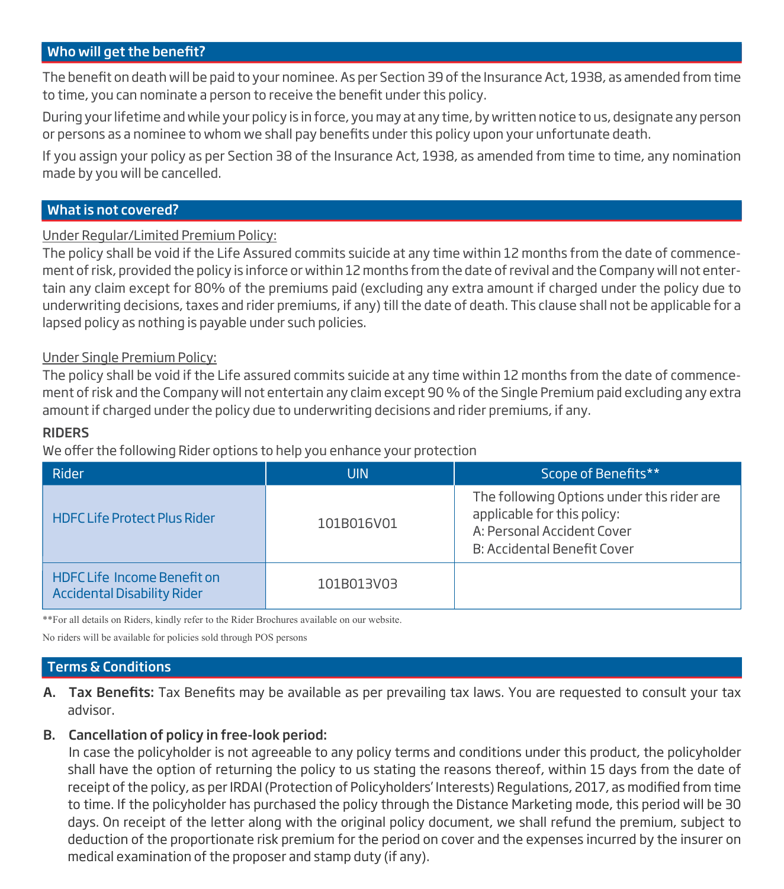## Who will get the benefit?

The benefit on death will be paid to your nominee. As per Section 39 of the Insurance Act, 1938, as amended from time to time, you can nominate a person to receive the benefit under this policy.

During your lifetime and while your policy is in force, you may at any time, by written notice to us, designate any person or persons as a nominee to whom we shall pay benefits under this policy upon your unfortunate death.

If you assign your policy as per Section 38 of the Insurance Act, 1938, as amended from time to time, any nomination made by you will be cancelled.

## What is not covered?

Under Regular/Limited Premium Policy:

The policy shall be void if the Life Assured commits suicide at any time within 12 months from the date of commencement of risk, provided the policy is inforce or within 12 months from the date of revival and the Company will not entertain any claim except for 80% of the premiums paid (excluding any extra amount if charged under the policy due to underwriting decisions, taxes and rider premiums, if any) till the date of death. This clause shall not be applicable for a lapsed policy as nothing is payable under such policies.

Under Single Premium Policy:

The policy shall be void if the Life assured commits suicide at any time within 12 months from the date of commencement of risk and the Company will not entertain any claim except 90 % of the Single Premium paid excluding any extra amount if charged under the policy due to underwriting decisions and rider premiums, if any.

**RIDERS**

We offer the following Rider options to help you enhance your protection

| Rider | UIN | Scope of Benefits** |
|---|---|---|
| HDFC Life Protect Plus Rider | 101B016V01 | The following Options under this rider are applicable for this policy:<br>A: Personal Accident Cover<br>B: Accidental Benefit Cover |
| HDFC Life Income Benefit on Accidental Disability Rider | 101B013V03 | |

**For all details on Riders, kindly refer to the Rider Brochures available on our website.

No riders will be available for policies sold through POS persons

## Terms & Conditions

A. **Tax Benefits:** Tax Benefits may be available as per prevailing tax laws. You are requested to consult your tax advisor.

B. **Cancellation of policy in free-look period:**
In case the policyholder is not agreeable to any policy terms and conditions under this product, the policyholder shall have the option of returning the policy to us stating the reasons thereof, within 15 days from the date of receipt of the policy, as per IRDAI (Protection of Policyholders' Interests) Regulations, 2017, as modified from time to time. If the policyholder has purchased the policy through the Distance Marketing mode, this period will be 30 days. On receipt of the letter along with the original policy document, we shall refund the premium, subject to deduction of the proportionate risk premium for the period on cover and the expenses incurred by the insurer on medical examination of the proposer and stamp duty (if any).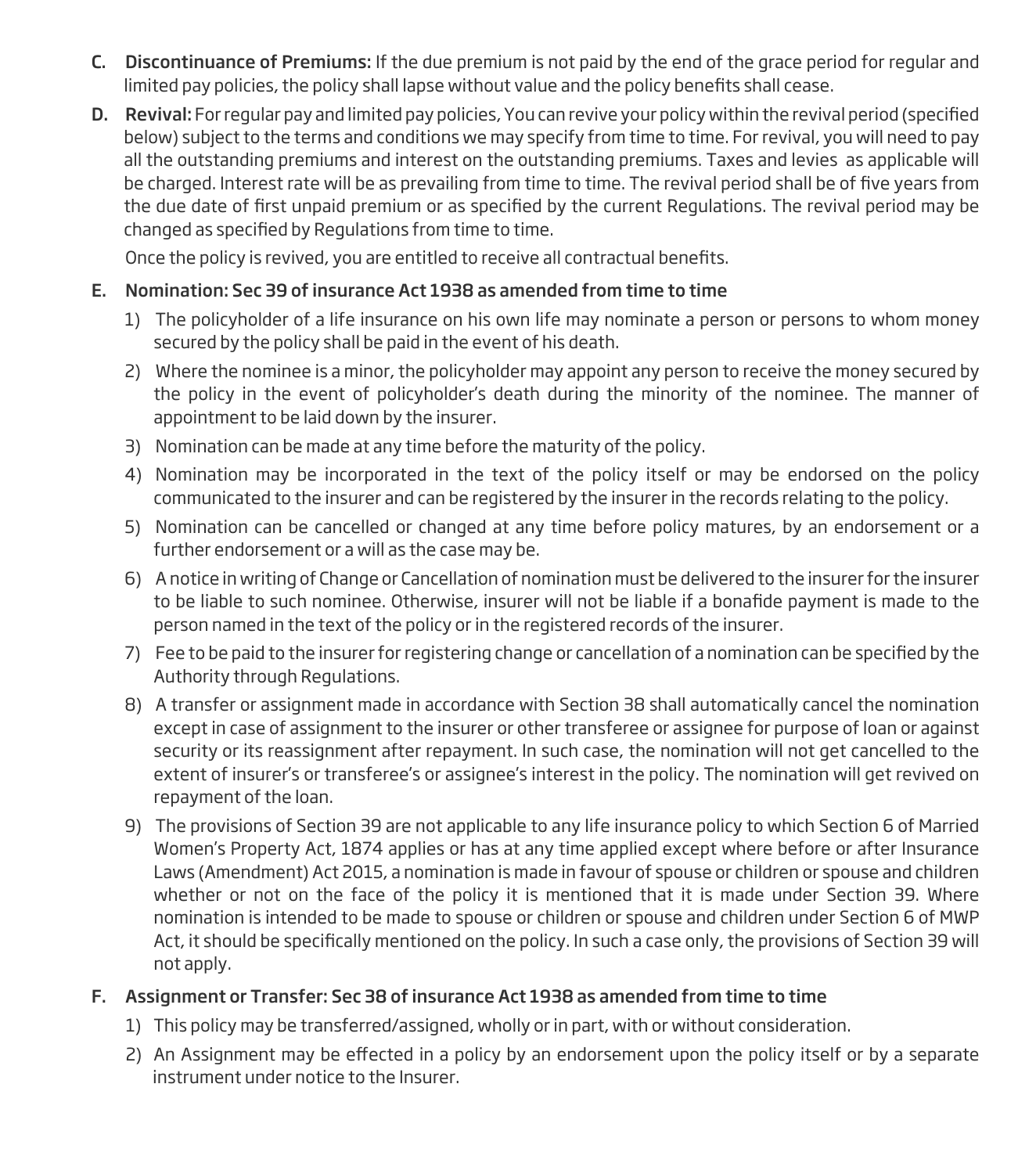**C. Discontinuance of Premiums:** If the due premium is not paid by the end of the grace period for regular and limited pay policies, the policy shall lapse without value and the policy benefits shall cease.

**D. Revival:** For regular pay and limited pay policies, You can revive your policy within the revival period (specified below) subject to the terms and conditions we may specify from time to time. For revival, you will need to pay all the outstanding premiums and interest on the outstanding premiums. Taxes and levies as applicable will be charged. Interest rate will be as prevailing from time to time. The revival period shall be of five years from the due date of first unpaid premium or as specified by the current Regulations. The revival period may be changed as specified by Regulations from time to time.

Once the policy is revived, you are entitled to receive all contractual benefits.

**E. Nomination: Sec 39 of insurance Act 1938 as amended from time to time**

1) The policyholder of a life insurance on his own life may nominate a person or persons to whom money secured by the policy shall be paid in the event of his death.
2) Where the nominee is a minor, the policyholder may appoint any person to receive the money secured by the policy in the event of policyholder's death during the minority of the nominee. The manner of appointment to be laid down by the insurer.
3) Nomination can be made at any time before the maturity of the policy.
4) Nomination may be incorporated in the text of the policy itself or may be endorsed on the policy communicated to the insurer and can be registered by the insurer in the records relating to the policy.
5) Nomination can be cancelled or changed at any time before policy matures, by an endorsement or a further endorsement or a will as the case may be.
6) A notice in writing of Change or Cancellation of nomination must be delivered to the insurer for the insurer to be liable to such nominee. Otherwise, insurer will not be liable if a bonafide payment is made to the person named in the text of the policy or in the registered records of the insurer.
7) Fee to be paid to the insurer for registering change or cancellation of a nomination can be specified by the Authority through Regulations.
8) A transfer or assignment made in accordance with Section 38 shall automatically cancel the nomination except in case of assignment to the insurer or other transferee or assignee for purpose of loan or against security or its reassignment after repayment. In such case, the nomination will not get cancelled to the extent of insurer's or transferee's or assignee's interest in the policy. The nomination will get revived on repayment of the loan.
9) The provisions of Section 39 are not applicable to any life insurance policy to which Section 6 of Married Women's Property Act, 1874 applies or has at any time applied except where before or after Insurance Laws (Amendment) Act 2015, a nomination is made in favour of spouse or children or spouse and children whether or not on the face of the policy it is mentioned that it is made under Section 39. Where nomination is intended to be made to spouse or children or spouse and children under Section 6 of MWP Act, it should be specifically mentioned on the policy. In such a case only, the provisions of Section 39 will not apply.

**F. Assignment or Transfer: Sec 38 of insurance Act 1938 as amended from time to time**

1) This policy may be transferred/assigned, wholly or in part, with or without consideration.
2) An Assignment may be effected in a policy by an endorsement upon the policy itself or by a separate instrument under notice to the Insurer.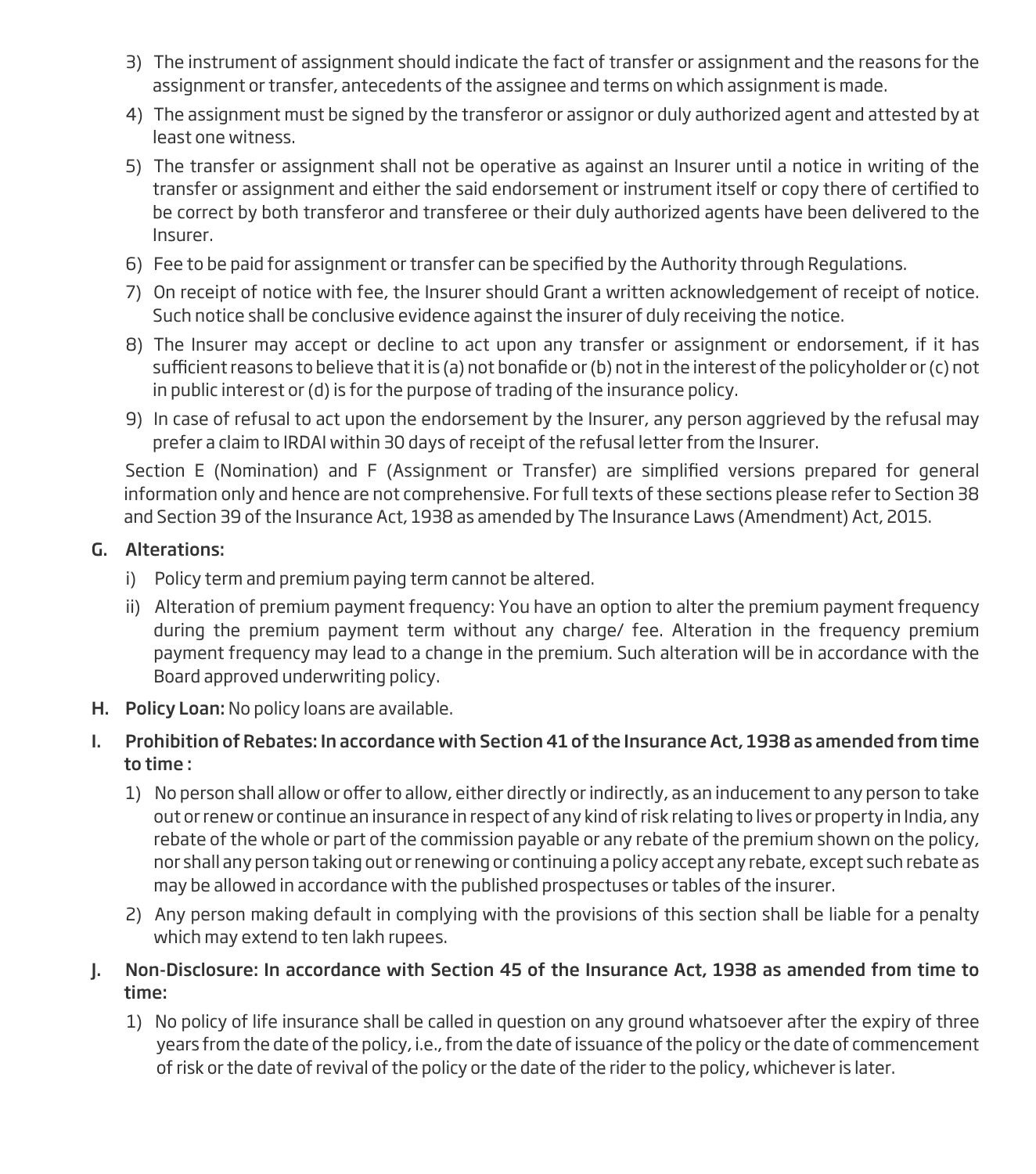3) The instrument of assignment should indicate the fact of transfer or assignment and the reasons for the assignment or transfer, antecedents of the assignee and terms on which assignment is made.
4) The assignment must be signed by the transferor or assignor or duly authorized agent and attested by at least one witness.
5) The transfer or assignment shall not be operative as against an Insurer until a notice in writing of the transfer or assignment and either the said endorsement or instrument itself or copy there of certified to be correct by both transferor and transferee or their duly authorized agents have been delivered to the Insurer.
6) Fee to be paid for assignment or transfer can be specified by the Authority through Regulations.
7) On receipt of notice with fee, the Insurer should Grant a written acknowledgement of receipt of notice. Such notice shall be conclusive evidence against the insurer of duly receiving the notice.
8) The Insurer may accept or decline to act upon any transfer or assignment or endorsement, if it has sufficient reasons to believe that it is (a) not bonafide or (b) not in the interest of the policyholder or (c) not in public interest or (d) is for the purpose of trading of the insurance policy.
9) In case of refusal to act upon the endorsement by the Insurer, any person aggrieved by the refusal may prefer a claim to IRDAI within 30 days of receipt of the refusal letter from the Insurer.

Section E (Nomination) and F (Assignment or Transfer) are simplified versions prepared for general information only and hence are not comprehensive. For full texts of these sections please refer to Section 38 and Section 39 of the Insurance Act, 1938 as amended by The Insurance Laws (Amendment) Act, 2015.

**G. Alterations:**

i) Policy term and premium paying term cannot be altered.

ii) Alteration of premium payment frequency: You have an option to alter the premium payment frequency during the premium payment term without any charge/ fee. Alteration in the frequency premium payment frequency may lead to a change in the premium. Such alteration will be in accordance with the Board approved underwriting policy.

**H. Policy Loan:** No policy loans are available.

**I. Prohibition of Rebates: In accordance with Section 41 of the Insurance Act, 1938 as amended from time to time :**

1) No person shall allow or offer to allow, either directly or indirectly, as an inducement to any person to take out or renew or continue an insurance in respect of any kind of risk relating to lives or property in India, any rebate of the whole or part of the commission payable or any rebate of the premium shown on the policy, nor shall any person taking out or renewing or continuing a policy accept any rebate, except such rebate as may be allowed in accordance with the published prospectuses or tables of the insurer.
2) Any person making default in complying with the provisions of this section shall be liable for a penalty which may extend to ten lakh rupees.

**J. Non-Disclosure: In accordance with Section 45 of the Insurance Act, 1938 as amended from time to time:**

1) No policy of life insurance shall be called in question on any ground whatsoever after the expiry of three years from the date of the policy, i.e., from the date of issuance of the policy or the date of commencement of risk or the date of revival of the policy or the date of the rider to the policy, whichever is later.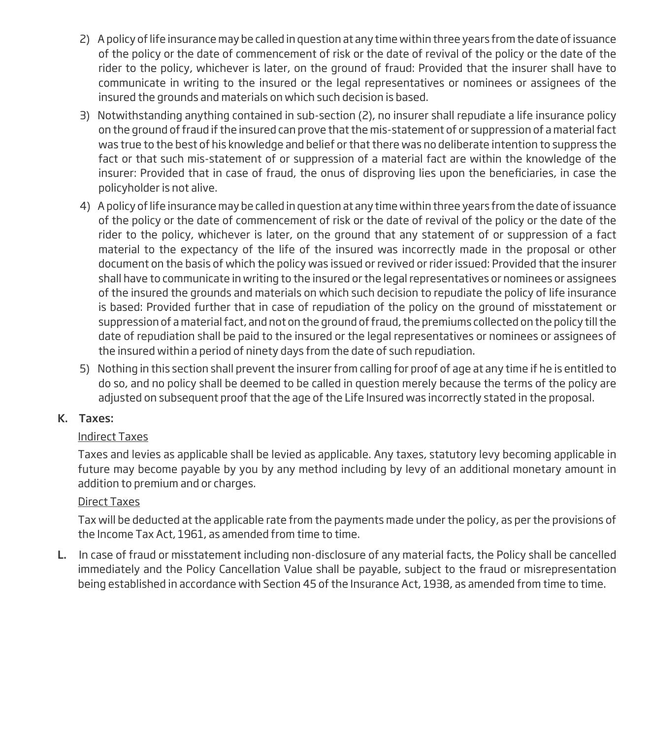2) A policy of life insurance may be called in question at any time within three years from the date of issuance of the policy or the date of commencement of risk or the date of revival of the policy or the date of the rider to the policy, whichever is later, on the ground of fraud: Provided that the insurer shall have to communicate in writing to the insured or the legal representatives or nominees or assignees of the insured the grounds and materials on which such decision is based.

3) Notwithstanding anything contained in sub-section (2), no insurer shall repudiate a life insurance policy on the ground of fraud if the insured can prove that the mis-statement of or suppression of a material fact was true to the best of his knowledge and belief or that there was no deliberate intention to suppress the fact or that such mis-statement of or suppression of a material fact are within the knowledge of the insurer: Provided that in case of fraud, the onus of disproving lies upon the beneficiaries, in case the policyholder is not alive.

4) A policy of life insurance may be called in question at any time within three years from the date of issuance of the policy or the date of commencement of risk or the date of revival of the policy or the date of the rider to the policy, whichever is later, on the ground that any statement of or suppression of a fact material to the expectancy of the life of the insured was incorrectly made in the proposal or other document on the basis of which the policy was issued or revived or rider issued: Provided that the insurer shall have to communicate in writing to the insured or the legal representatives or nominees or assignees of the insured the grounds and materials on which such decision to repudiate the policy of life insurance is based: Provided further that in case of repudiation of the policy on the ground of misstatement or suppression of a material fact, and not on the ground of fraud, the premiums collected on the policy till the date of repudiation shall be paid to the insured or the legal representatives or nominees or assignees of the insured within a period of ninety days from the date of such repudiation.

5) Nothing in this section shall prevent the insurer from calling for proof of age at any time if he is entitled to do so, and no policy shall be deemed to be called in question merely because the terms of the policy are adjusted on subsequent proof that the age of the Life Insured was incorrectly stated in the proposal.

**K. Taxes:**

Indirect Taxes

Taxes and levies as applicable shall be levied as applicable. Any taxes, statutory levy becoming applicable in future may become payable by you by any method including by levy of an additional monetary amount in addition to premium and or charges.

Direct Taxes

Tax will be deducted at the applicable rate from the payments made under the policy, as per the provisions of the Income Tax Act, 1961, as amended from time to time.

**L.** In case of fraud or misstatement including non-disclosure of any material facts, the Policy shall be cancelled immediately and the Policy Cancellation Value shall be payable, subject to the fraud or misrepresentation being established in accordance with Section 45 of the Insurance Act, 1938, as amended from time to time.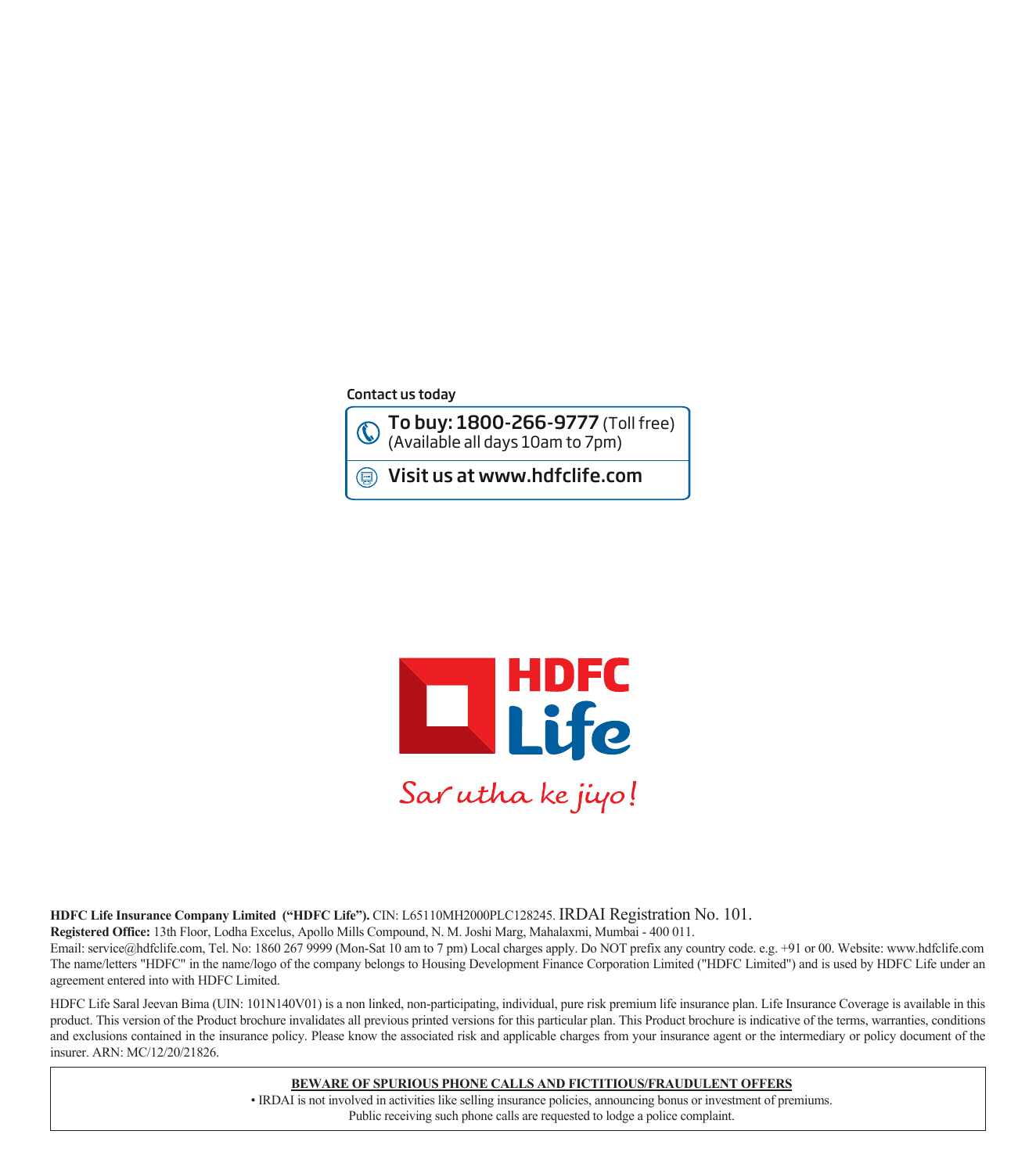Contact us today

**To buy: 1800-266-9777** (Toll free)
(Available all days 10am to 7pm)

**Visit us at www.hdfclife.com**

HDFC Life

*Sar utha ke jiyo!*

**HDFC Life Insurance Company Limited ("HDFC Life").** CIN: L65110MH2000PLC128245. IRDAI Registration No. 101.
**Registered Office:** 13th Floor, Lodha Excelus, Apollo Mills Compound, N. M. Joshi Marg, Mahalaxmi, Mumbai - 400 011.
Email: service@hdfclife.com, Tel. No: 1860 267 9999 (Mon-Sat 10 am to 7 pm) Local charges apply. Do NOT prefix any country code. e.g. +91 or 00. Website: www.hdfclife.com
The name/letters "HDFC" in the name/logo of the company belongs to Housing Development Finance Corporation Limited ("HDFC Limited") and is used by HDFC Life under an agreement entered into with HDFC Limited.

HDFC Life Saral Jeevan Bima (UIN: 101N140V01) is a non linked, non-participating, individual, pure risk premium life insurance plan. Life Insurance Coverage is available in this product. This version of the Product brochure invalidates all previous printed versions for this particular plan. This Product brochure is indicative of the terms, warranties, conditions and exclusions contained in the insurance policy. Please know the associated risk and applicable charges from your insurance agent or the intermediary or policy document of the insurer. ARN: MC/12/20/21826.

**BEWARE OF SPURIOUS PHONE CALLS AND FICTITIOUS/FRAUDULENT OFFERS**

• IRDAI is not involved in activities like selling insurance policies, announcing bonus or investment of premiums.
Public receiving such phone calls are requested to lodge a police complaint.